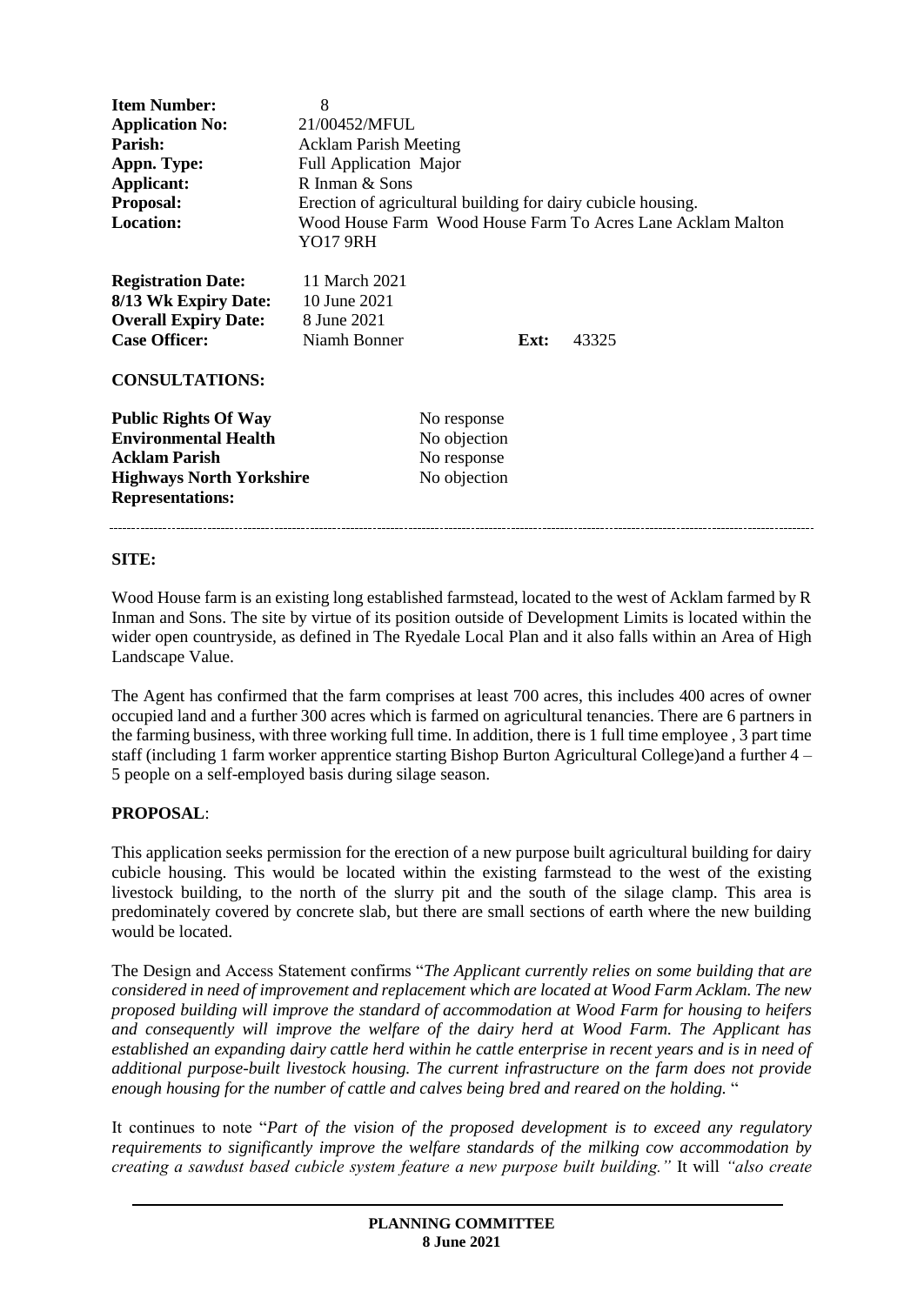| | | | |
|---|---|---|---|
| **Item Number:** | 8 | | |
| **Application No:** | 21/00452/MFUL | | |
| **Parish:** | Acklam Parish Meeting | | |
| **Appn. Type:** | Full Application Major | | |
| **Applicant:** | R Inman & Sons | | |
| **Proposal:** | Erection of agricultural building for dairy cubicle housing. | | |
| **Location:** | Wood House Farm Wood House Farm To Acres Lane Acklam Malton YO17 9RH | | |

| | | | |
|---|---|---|---|
| **Registration Date:** | 11 March 2021 | | |
| **8/13 Wk Expiry Date:** | 10 June 2021 | | |
| **Overall Expiry Date:** | 8 June 2021 | | |
| **Case Officer:** | Niamh Bonner | **Ext:** | 43325 |

**CONSULTATIONS:**

| | |
|---|---|
| **Public Rights Of Way** | No response |
| **Environmental Health** | No objection |
| **Acklam Parish** | No response |
| **Highways North Yorkshire** | No objection |
| **Representations:** | |

---

**SITE:**

Wood House farm is an existing long established farmstead, located to the west of Acklam farmed by R Inman and Sons. The site by virtue of its position outside of Development Limits is located within the wider open countryside, as defined in The Ryedale Local Plan and it also falls within an Area of High Landscape Value.

The Agent has confirmed that the farm comprises at least 700 acres, this includes 400 acres of owner occupied land and a further 300 acres which is farmed on agricultural tenancies. There are 6 partners in the farming business, with three working full time. In addition, there is 1 full time employee , 3 part time staff (including 1 farm worker apprentice starting Bishop Burton Agricultural College)and a further 4 – 5 people on a self-employed basis during silage season.

**PROPOSAL**:

This application seeks permission for the erection of a new purpose built agricultural building for dairy cubicle housing. This would be located within the existing farmstead to the west of the existing livestock building, to the north of the slurry pit and the south of the silage clamp. This area is predominately covered by concrete slab, but there are small sections of earth where the new building would be located.

The Design and Access Statement confirms "*The Applicant currently relies on some building that are considered in need of improvement and replacement which are located at Wood Farm Acklam. The new proposed building will improve the standard of accommodation at Wood Farm for housing to heifers and consequently will improve the welfare of the dairy herd at Wood Farm. The Applicant has established an expanding dairy cattle herd within he cattle enterprise in recent years and is in need of additional purpose-built livestock housing. The current infrastructure on the farm does not provide enough housing for the number of cattle and calves being bred and reared on the holding.* "

It continues to note "*Part of the vision of the proposed development is to exceed any regulatory requirements to significantly improve the welfare standards of the milking cow accommodation by creating a sawdust based cubicle system feature a new purpose built building.*" It will *"also create*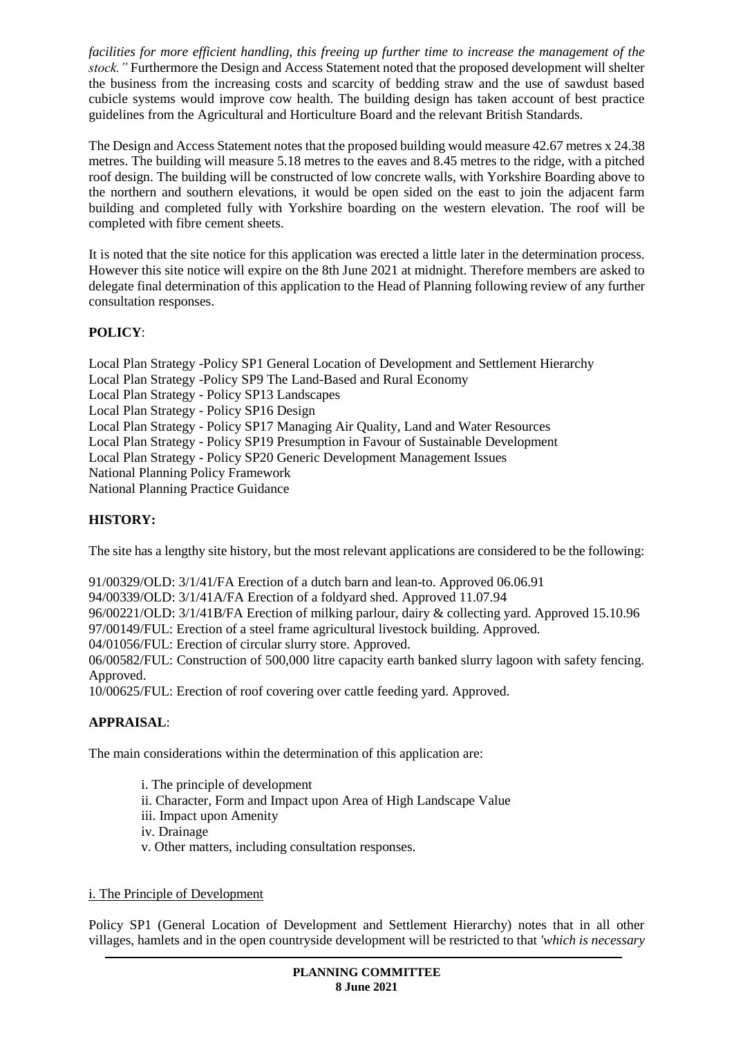*facilities for more efficient handling, this freeing up further time to increase the management of the stock."* Furthermore the Design and Access Statement noted that the proposed development will shelter the business from the increasing costs and scarcity of bedding straw and the use of sawdust based cubicle systems would improve cow health. The building design has taken account of best practice guidelines from the Agricultural and Horticulture Board and the relevant British Standards.

The Design and Access Statement notes that the proposed building would measure 42.67 metres x 24.38 metres. The building will measure 5.18 metres to the eaves and 8.45 metres to the ridge, with a pitched roof design. The building will be constructed of low concrete walls, with Yorkshire Boarding above to the northern and southern elevations, it would be open sided on the east to join the adjacent farm building and completed fully with Yorkshire boarding on the western elevation. The roof will be completed with fibre cement sheets.

It is noted that the site notice for this application was erected a little later in the determination process. However this site notice will expire on the 8th June 2021 at midnight. Therefore members are asked to delegate final determination of this application to the Head of Planning following review of any further consultation responses.

**POLICY**:

Local Plan Strategy -Policy SP1 General Location of Development and Settlement Hierarchy
Local Plan Strategy -Policy SP9 The Land-Based and Rural Economy
Local Plan Strategy - Policy SP13 Landscapes
Local Plan Strategy - Policy SP16 Design
Local Plan Strategy - Policy SP17 Managing Air Quality, Land and Water Resources
Local Plan Strategy - Policy SP19 Presumption in Favour of Sustainable Development
Local Plan Strategy - Policy SP20 Generic Development Management Issues
National Planning Policy Framework
National Planning Practice Guidance

**HISTORY:**

The site has a lengthy site history, but the most relevant applications are considered to be the following:

91/00329/OLD: 3/1/41/FA Erection of a dutch barn and lean-to. Approved 06.06.91
94/00339/OLD: 3/1/41A/FA Erection of a foldyard shed. Approved 11.07.94
96/00221/OLD: 3/1/41B/FA Erection of milking parlour, dairy & collecting yard. Approved 15.10.96
97/00149/FUL: Erection of a steel frame agricultural livestock building. Approved.
04/01056/FUL: Erection of circular slurry store. Approved.
06/00582/FUL: Construction of 500,000 litre capacity earth banked slurry lagoon with safety fencing. Approved.
10/00625/FUL: Erection of roof covering over cattle feeding yard. Approved.

**APPRAISAL**:

The main considerations within the determination of this application are:

i. The principle of development
ii. Character, Form and Impact upon Area of High Landscape Value
iii. Impact upon Amenity
iv. Drainage
v. Other matters, including consultation responses.

i. The Principle of Development

Policy SP1 (General Location of Development and Settlement Hierarchy) notes that in all other villages, hamlets and in the open countryside development will be restricted to that *'which is necessary*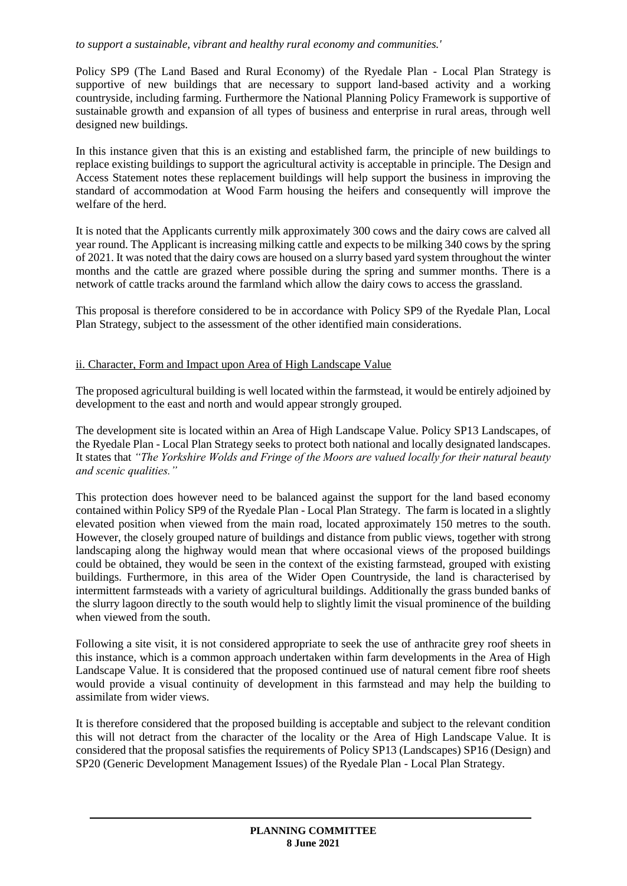*to support a sustainable, vibrant and healthy rural economy and communities.'*

Policy SP9 (The Land Based and Rural Economy) of the Ryedale Plan - Local Plan Strategy is supportive of new buildings that are necessary to support land-based activity and a working countryside, including farming. Furthermore the National Planning Policy Framework is supportive of sustainable growth and expansion of all types of business and enterprise in rural areas, through well designed new buildings.

In this instance given that this is an existing and established farm, the principle of new buildings to replace existing buildings to support the agricultural activity is acceptable in principle. The Design and Access Statement notes these replacement buildings will help support the business in improving the standard of accommodation at Wood Farm housing the heifers and consequently will improve the welfare of the herd.

It is noted that the Applicants currently milk approximately 300 cows and the dairy cows are calved all year round. The Applicant is increasing milking cattle and expects to be milking 340 cows by the spring of 2021. It was noted that the dairy cows are housed on a slurry based yard system throughout the winter months and the cattle are grazed where possible during the spring and summer months. There is a network of cattle tracks around the farmland which allow the dairy cows to access the grassland.

This proposal is therefore considered to be in accordance with Policy SP9 of the Ryedale Plan, Local Plan Strategy, subject to the assessment of the other identified main considerations.

ii. Character, Form and Impact upon Area of High Landscape Value

The proposed agricultural building is well located within the farmstead, it would be entirely adjoined by development to the east and north and would appear strongly grouped.

The development site is located within an Area of High Landscape Value. Policy SP13 Landscapes, of the Ryedale Plan - Local Plan Strategy seeks to protect both national and locally designated landscapes. It states that *"The Yorkshire Wolds and Fringe of the Moors are valued locally for their natural beauty and scenic qualities."*

This protection does however need to be balanced against the support for the land based economy contained within Policy SP9 of the Ryedale Plan - Local Plan Strategy. The farm is located in a slightly elevated position when viewed from the main road, located approximately 150 metres to the south. However, the closely grouped nature of buildings and distance from public views, together with strong landscaping along the highway would mean that where occasional views of the proposed buildings could be obtained, they would be seen in the context of the existing farmstead, grouped with existing buildings. Furthermore, in this area of the Wider Open Countryside, the land is characterised by intermittent farmsteads with a variety of agricultural buildings. Additionally the grass bunded banks of the slurry lagoon directly to the south would help to slightly limit the visual prominence of the building when viewed from the south.

Following a site visit, it is not considered appropriate to seek the use of anthracite grey roof sheets in this instance, which is a common approach undertaken within farm developments in the Area of High Landscape Value. It is considered that the proposed continued use of natural cement fibre roof sheets would provide a visual continuity of development in this farmstead and may help the building to assimilate from wider views.

It is therefore considered that the proposed building is acceptable and subject to the relevant condition this will not detract from the character of the locality or the Area of High Landscape Value. It is considered that the proposal satisfies the requirements of Policy SP13 (Landscapes) SP16 (Design) and SP20 (Generic Development Management Issues) of the Ryedale Plan - Local Plan Strategy.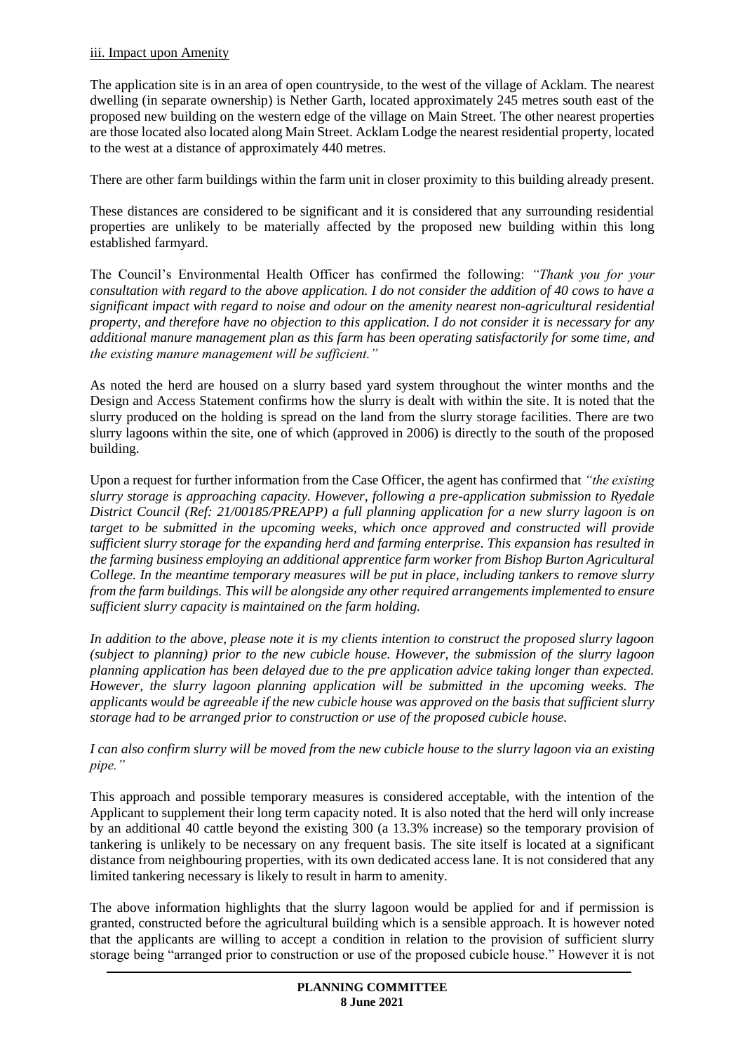iii. Impact upon Amenity

The application site is in an area of open countryside, to the west of the village of Acklam. The nearest dwelling (in separate ownership) is Nether Garth, located approximately 245 metres south east of the proposed new building on the western edge of the village on Main Street. The other nearest properties are those located also located along Main Street. Acklam Lodge the nearest residential property, located to the west at a distance of approximately 440 metres.

There are other farm buildings within the farm unit in closer proximity to this building already present.

These distances are considered to be significant and it is considered that any surrounding residential properties are unlikely to be materially affected by the proposed new building within this long established farmyard.

The Council's Environmental Health Officer has confirmed the following: *"Thank you for your consultation with regard to the above application. I do not consider the addition of 40 cows to have a significant impact with regard to noise and odour on the amenity nearest non-agricultural residential property, and therefore have no objection to this application. I do not consider it is necessary for any additional manure management plan as this farm has been operating satisfactorily for some time, and the existing manure management will be sufficient."*

As noted the herd are housed on a slurry based yard system throughout the winter months and the Design and Access Statement confirms how the slurry is dealt with within the site. It is noted that the slurry produced on the holding is spread on the land from the slurry storage facilities. There are two slurry lagoons within the site, one of which (approved in 2006) is directly to the south of the proposed building.

Upon a request for further information from the Case Officer, the agent has confirmed that *"the existing slurry storage is approaching capacity. However, following a pre-application submission to Ryedale District Council (Ref: 21/00185/PREAPP) a full planning application for a new slurry lagoon is on target to be submitted in the upcoming weeks, which once approved and constructed will provide sufficient slurry storage for the expanding herd and farming enterprise. This expansion has resulted in the farming business employing an additional apprentice farm worker from Bishop Burton Agricultural College. In the meantime temporary measures will be put in place, including tankers to remove slurry from the farm buildings. This will be alongside any other required arrangements implemented to ensure sufficient slurry capacity is maintained on the farm holding.*

*In addition to the above, please note it is my clients intention to construct the proposed slurry lagoon (subject to planning) prior to the new cubicle house. However, the submission of the slurry lagoon planning application has been delayed due to the pre application advice taking longer than expected. However, the slurry lagoon planning application will be submitted in the upcoming weeks. The applicants would be agreeable if the new cubicle house was approved on the basis that sufficient slurry storage had to be arranged prior to construction or use of the proposed cubicle house.*

*I can also confirm slurry will be moved from the new cubicle house to the slurry lagoon via an existing pipe."*

This approach and possible temporary measures is considered acceptable, with the intention of the Applicant to supplement their long term capacity noted. It is also noted that the herd will only increase by an additional 40 cattle beyond the existing 300 (a 13.3% increase) so the temporary provision of tankering is unlikely to be necessary on any frequent basis. The site itself is located at a significant distance from neighbouring properties, with its own dedicated access lane. It is not considered that any limited tankering necessary is likely to result in harm to amenity.

The above information highlights that the slurry lagoon would be applied for and if permission is granted, constructed before the agricultural building which is a sensible approach. It is however noted that the applicants are willing to accept a condition in relation to the provision of sufficient slurry storage being "arranged prior to construction or use of the proposed cubicle house." However it is not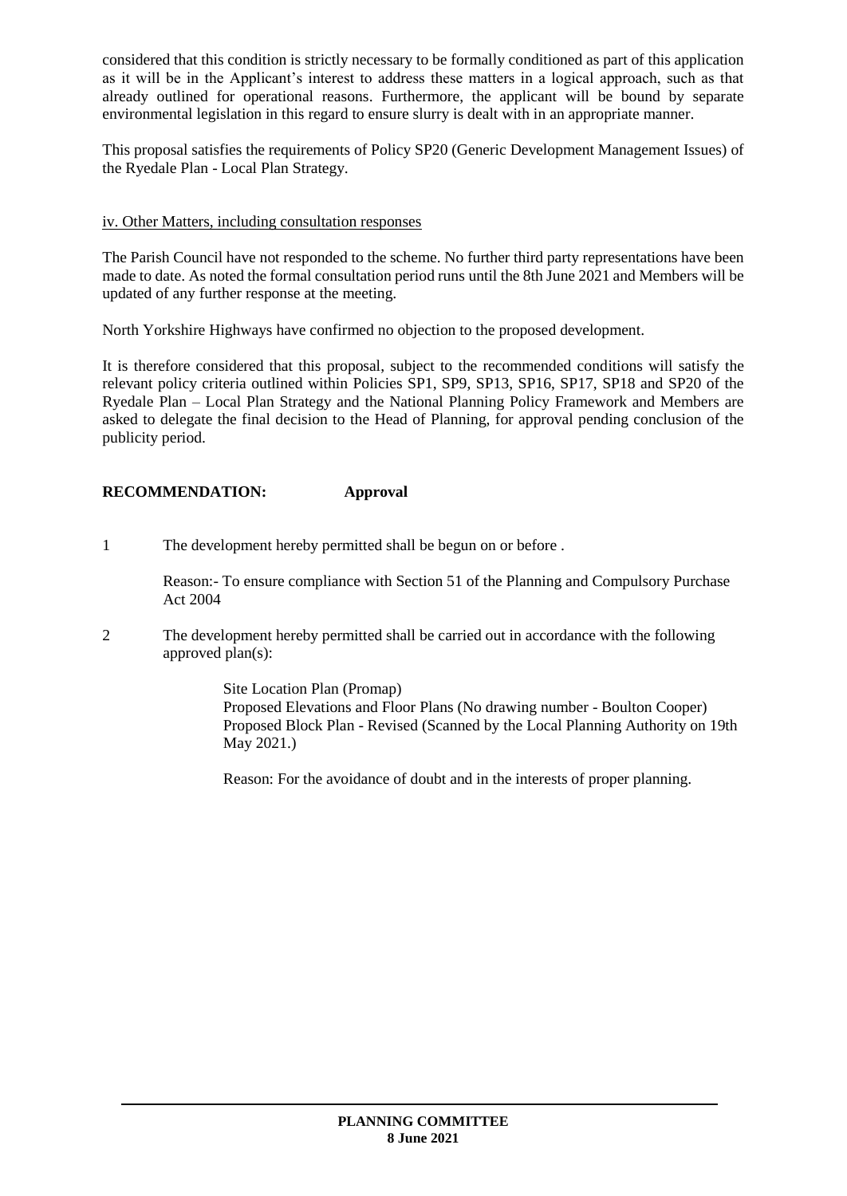considered that this condition is strictly necessary to be formally conditioned as part of this application as it will be in the Applicant's interest to address these matters in a logical approach, such as that already outlined for operational reasons. Furthermore, the applicant will be bound by separate environmental legislation in this regard to ensure slurry is dealt with in an appropriate manner.

This proposal satisfies the requirements of Policy SP20 (Generic Development Management Issues) of the Ryedale Plan - Local Plan Strategy.

iv. Other Matters, including consultation responses

The Parish Council have not responded to the scheme. No further third party representations have been made to date. As noted the formal consultation period runs until the 8th June 2021 and Members will be updated of any further response at the meeting.

North Yorkshire Highways have confirmed no objection to the proposed development.

It is therefore considered that this proposal, subject to the recommended conditions will satisfy the relevant policy criteria outlined within Policies SP1, SP9, SP13, SP16, SP17, SP18 and SP20 of the Ryedale Plan – Local Plan Strategy and the National Planning Policy Framework and Members are asked to delegate the final decision to the Head of Planning, for approval pending conclusion of the publicity period.

**RECOMMENDATION: Approval**

1 The development hereby permitted shall be begun on or before .

Reason:- To ensure compliance with Section 51 of the Planning and Compulsory Purchase Act 2004

2 The development hereby permitted shall be carried out in accordance with the following approved plan(s):

Site Location Plan (Promap)
Proposed Elevations and Floor Plans (No drawing number - Boulton Cooper)
Proposed Block Plan - Revised (Scanned by the Local Planning Authority on 19th May 2021.)

Reason: For the avoidance of doubt and in the interests of proper planning.